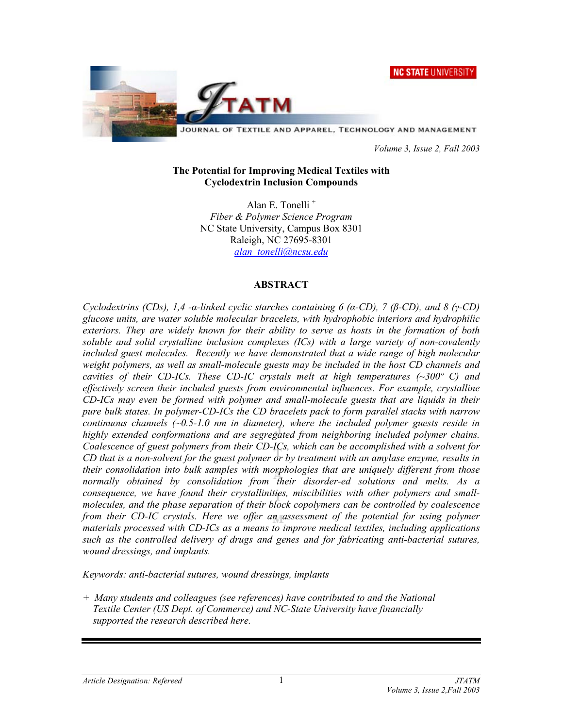# The Potential for Improving Medical Textiles with Cyclodextrin Inclusion Compounds

Alan E. Tonelli [+]
*Fiber & Polymer Science Program*
NC State University, Campus Box 8301
Raleigh, NC 27695-8301
alan_tonelli@ncsu.edu

## ABSTRACT

*Cyclodextrins (CDs), 1,4 -α-linked cyclic starches containing 6 (α-CD), 7 (β-CD), and 8 (γ-CD) glucose units, are water soluble molecular bracelets, with hydrophobic interiors and hydrophilic exteriors. They are widely known for their ability to serve as hosts in the formation of both soluble and solid crystalline inclusion complexes (ICs) with a large variety of non-covalently included guest molecules. Recently we have demonstrated that a wide range of high molecular weight polymers, as well as small-molecule guests may be included in the host CD channels and cavities of their CD-ICs. These CD-IC crystals melt at high temperatures (~300º C) and effectively screen their included guests from environmental influences. For example, crystalline CD-ICs may even be formed with polymer and small-molecule guests that are liquids in their pure bulk states. In polymer-CD-ICs the CD bracelets pack to form parallel stacks with narrow continuous channels (~0.5-1.0 nm in diameter), where the included polymer guests reside in highly extended conformations and are segregated from neighboring included polymer chains. Coalescence of guest polymers from their CD-ICs, which can be accomplished with a solvent for CD that is a non-solvent for the guest polymer or by treatment with an amylase enzyme, results in their consolidation into bulk samples with morphologies that are uniquely different from those normally obtained by consolidation from their disorder-ed solutions and melts. As a consequence, we have found their crystallinities, miscibilities with other polymers and small-molecules, and the phase separation of their block copolymers can be controlled by coalescence from their CD-IC crystals. Here we offer an assessment of the potential for using polymer materials processed with CD-ICs as a means to improve medical textiles, including applications such as the controlled delivery of drugs and genes and for fabricating anti-bacterial sutures, wound dressings, and implants.*

*Keywords: anti-bacterial sutures, wound dressings, implants*

*+ Many students and colleagues (see references) have contributed to and the National Textile Center (US Dept. of Commerce) and NC-State University have financially supported the research described here.*

Article Designation: Refereed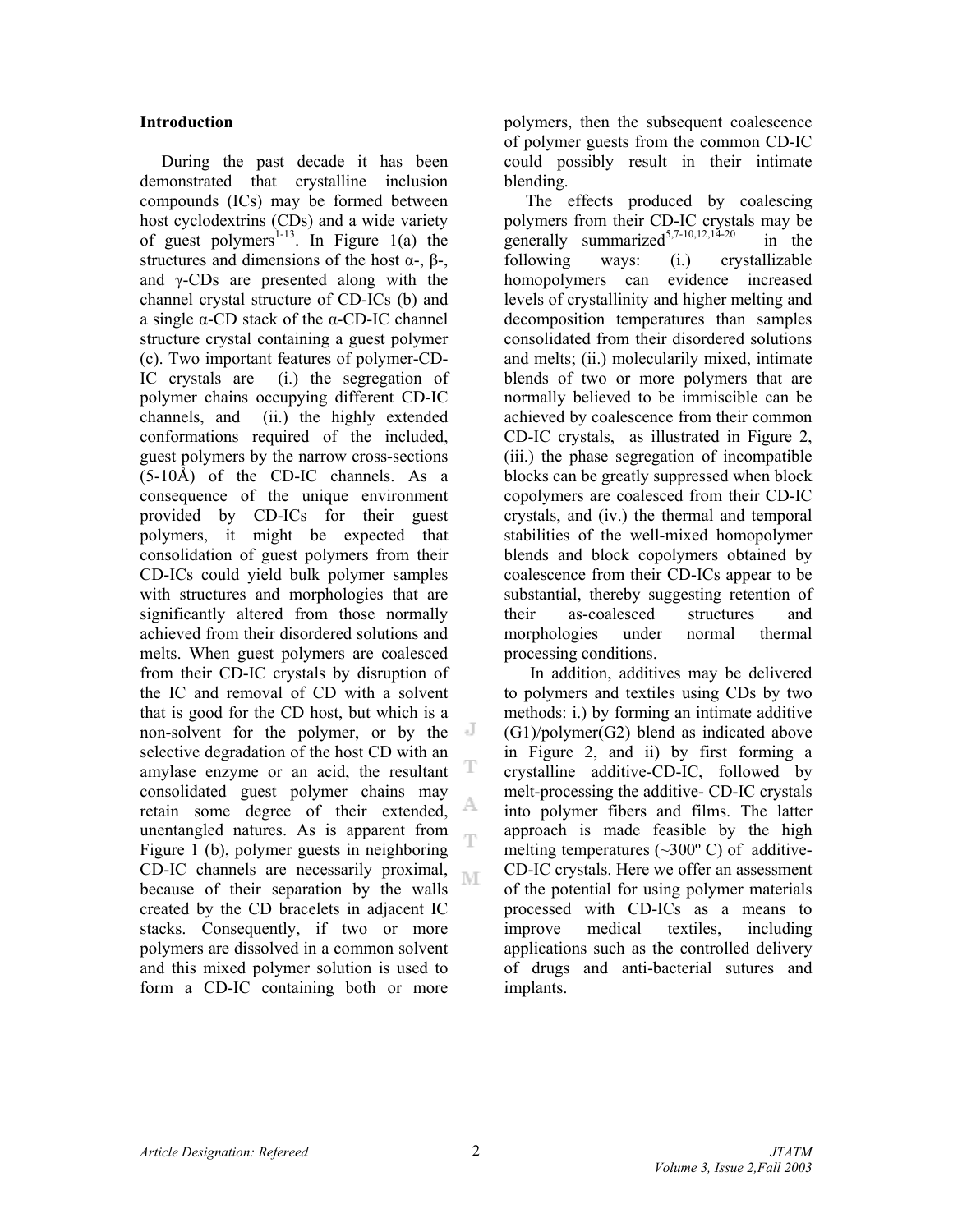## Introduction

During the past decade it has been demonstrated that crystalline inclusion compounds (ICs) may be formed between host cyclodextrins (CDs) and a wide variety of guest polymers[1-13]. In Figure 1(a) the structures and dimensions of the host α-, β-, and γ-CDs are presented along with the channel crystal structure of CD-ICs (b) and a single α-CD stack of the α-CD-IC channel structure crystal containing a guest polymer (c). Two important features of polymer-CD-IC crystals are (i.) the segregation of polymer chains occupying different CD-IC channels, and (ii.) the highly extended conformations required of the included, guest polymers by the narrow cross-sections (5-10Å) of the CD-IC channels. As a consequence of the unique environment provided by CD-ICs for their guest polymers, it might be expected that consolidation of guest polymers from their CD-ICs could yield bulk polymer samples with structures and morphologies that are significantly altered from those normally achieved from their disordered solutions and melts. When guest polymers are coalesced from their CD-IC crystals by disruption of the IC and removal of CD with a solvent that is good for the CD host, but which is a non-solvent for the polymer, or by the selective degradation of the host CD with an amylase enzyme or an acid, the resultant consolidated guest polymer chains may retain some degree of their extended, unentangled natures. As is apparent from Figure 1 (b), polymer guests in neighboring CD-IC channels are necessarily proximal, because of their separation by the walls created by the CD bracelets in adjacent IC stacks. Consequently, if two or more polymers are dissolved in a common solvent and this mixed polymer solution is used to form a CD-IC containing both or more polymers, then the subsequent coalescence of polymer guests from the common CD-IC could possibly result in their intimate blending.

The effects produced by coalescing polymers from their CD-IC crystals may be generally summarized[5,7-10,12,14-20] in the following ways: (i.) crystallizable homopolymers can evidence increased levels of crystallinity and higher melting and decomposition temperatures than samples consolidated from their disordered solutions and melts; (ii.) molecularily mixed, intimate blends of two or more polymers that are normally believed to be immiscible can be achieved by coalescence from their common CD-IC crystals, as illustrated in Figure 2, (iii.) the phase segregation of incompatible blocks can be greatly suppressed when block copolymers are coalesced from their CD-IC crystals, and (iv.) the thermal and temporal stabilities of the well-mixed homopolymer blends and block copolymers obtained by coalescence from their CD-ICs appear to be substantial, thereby suggesting retention of their as-coalesced structures and morphologies under normal thermal processing conditions.

In addition, additives may be delivered to polymers and textiles using CDs by two methods: i.) by forming an intimate additive (G1)/polymer(G2) blend as indicated above in Figure 2, and ii) by first forming a crystalline additive-CD-IC, followed by melt-processing the additive- CD-IC crystals into polymer fibers and films. The latter approach is made feasible by the high melting temperatures (~300º C) of additive-CD-IC crystals. Here we offer an assessment of the potential for using polymer materials processed with CD-ICs as a means to improve medical textiles, including applications such as the controlled delivery of drugs and anti-bacterial sutures and implants.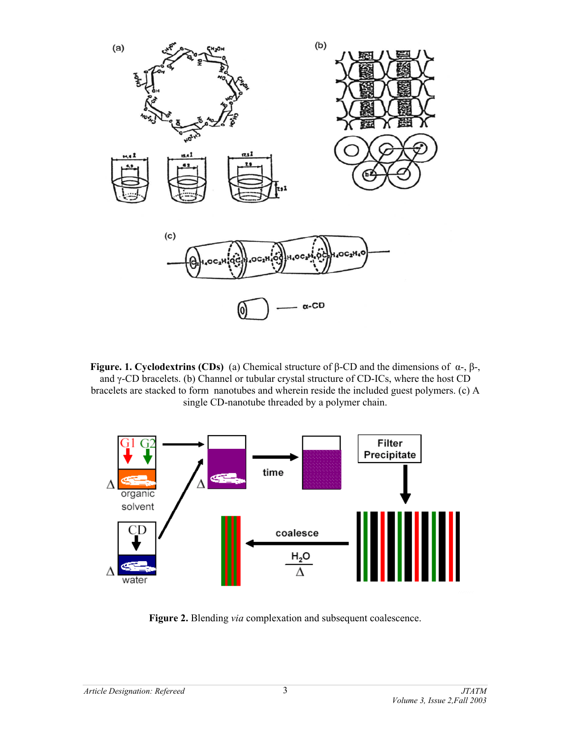**Figure. 1. Cyclodextrins (CDs)** (a) Chemical structure of β-CD and the dimensions of α-, β-, and γ-CD bracelets. (b) Channel or tubular crystal structure of CD-ICs, where the host CD bracelets are stacked to form nanotubes and wherein reside the included guest polymers. (c) A single CD-nanotube threaded by a polymer chain.

**Figure 2.** Blending *via* complexation and subsequent coalescence.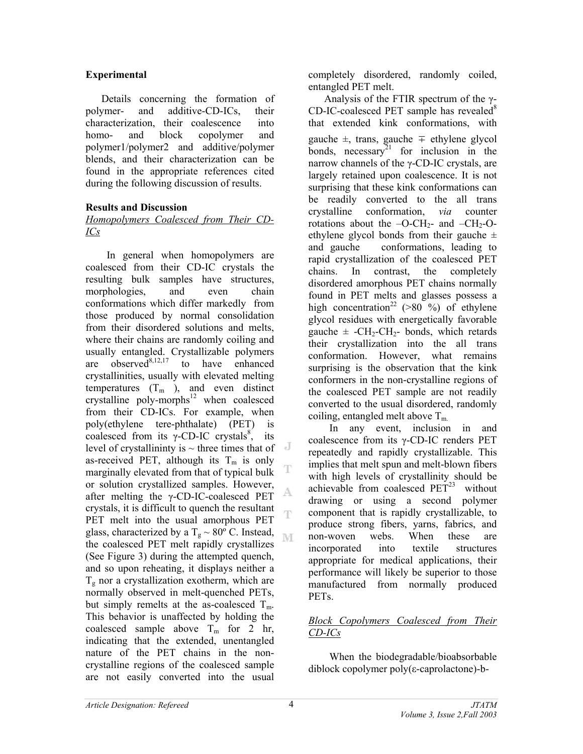## Experimental

Details concerning the formation of polymer- and additive-CD-ICs, their characterization, their coalescence into homo- and block copolymer and polymer1/polymer2 and additive/polymer blends, and their characterization can be found in the appropriate references cited during the following discussion of results.

## Results and Discussion

### *Homopolymers Coalesced from Their CD-ICs*

In general when homopolymers are coalesced from their CD-IC crystals the resulting bulk samples have structures, morphologies, and even chain conformations which differ markedly from those produced by normal consolidation from their disordered solutions and melts, where their chains are randomly coiling and usually entangled. Crystallizable polymers are observed[8,12,17] to have enhanced crystallinities, usually with elevated melting temperatures ($T_m$ ), and even distinct crystalline poly-morphs[12] when coalesced from their CD-ICs. For example, when poly(ethylene tere-phthalate) (PET) is coalesced from its γ-CD-IC crystals[8], its level of crystallininty is ~ three times that of as-received PET, although its $T_m$ is only marginally elevated from that of typical bulk or solution crystallized samples. However, after melting the γ-CD-IC-coalesced PET crystals, it is difficult to quench the resultant PET melt into the usual amorphous PET glass, characterized by a $T_g$ ~ 80º C. Instead, the coalesced PET melt rapidly crystallizes (See Figure 3) during the attempted quench, and so upon reheating, it displays neither a $T_g$ nor a crystallization exotherm, which are normally observed in melt-quenched PETs, but simply remelts at the as-coalesced $T_m$. This behavior is unaffected by holding the coalesced sample above $T_m$ for 2 hr, indicating that the extended, unentangled nature of the PET chains in the non-crystalline regions of the coalesced sample are not easily converted into the usual completely disordered, randomly coiled, entangled PET melt.

Analysis of the FTIR spectrum of the γ-CD-IC-coalesced PET sample has revealed[8] that extended kink conformations, with gauche ±, trans, gauche ∓ ethylene glycol bonds, necessary[21] for inclusion in the narrow channels of the γ-CD-IC crystals, are largely retained upon coalescence. It is not surprising that these kink conformations can be readily converted to the all trans crystalline conformation, *via* counter rotations about the $-O-CH_2-$ and $-CH_2-O-$ ethylene glycol bonds from their gauche ± and gauche conformations, leading to rapid crystallization of the coalesced PET chains. In contrast, the completely disordered amorphous PET chains normally found in PET melts and glasses possess a high concentration[22] (>80 %) of ethylene glycol residues with energetically favorable gauche ± $-CH_2-CH_2-$ bonds, which retards their crystallization into the all trans conformation. However, what remains surprising is the observation that the kink conformers in the non-crystalline regions of the coalesced PET sample are not readily converted to the usual disordered, randomly coiling, entangled melt above $T_m$.

In any event, inclusion in and coalescence from its γ-CD-IC renders PET repeatedly and rapidly crystallizable. This implies that melt spun and melt-blown fibers with high levels of crystallinity should be achievable from coalesced PET[23] without drawing or using a second polymer component that is rapidly crystallizable, to produce strong fibers, yarns, fabrics, and non-woven webs. When these are incorporated into textile structures appropriate for medical applications, their performance will likely be superior to those manufactured from normally produced PETs.

### *Block Copolymers Coalesced from Their CD-ICs*

When the biodegradable/bioabsorbable diblock copolymer poly(ε-caprolactone)-b-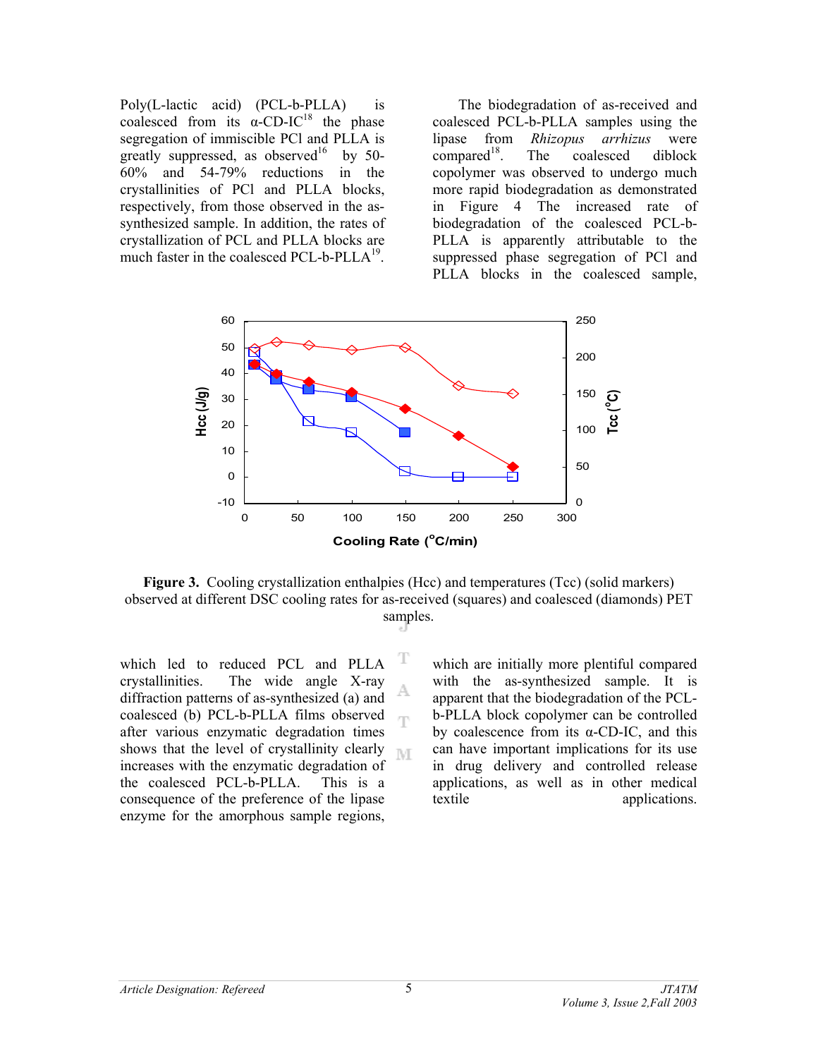Poly(L-lactic acid) (PCL-b-PLLA) is coalesced from its α-CD-IC[18] the phase segregation of immiscible PCl and PLLA is greatly suppressed, as observed[16] by 50-60% and 54-79% reductions in the crystallinities of PCl and PLLA blocks, respectively, from those observed in the as-synthesized sample. In addition, the rates of crystallization of PCL and PLLA blocks are much faster in the coalesced PCL-b-PLLA[19].

The biodegradation of as-received and coalesced PCL-b-PLLA samples using the lipase from *Rhizopus arrhizus* were compared[18]. The coalesced diblock copolymer was observed to undergo much more rapid biodegradation as demonstrated in Figure 4 The increased rate of biodegradation of the coalesced PCL-b-PLLA is apparently attributable to the suppressed phase segregation of PCl and PLLA blocks in the coalesced sample,

**Figure 3.** Cooling crystallization enthalpies (Hcc) and temperatures (Tcc) (solid markers) observed at different DSC cooling rates for as-received (squares) and coalesced (diamonds) PET samples.

which led to reduced PCL and PLLA crystallinities. The wide angle X-ray diffraction patterns of as-synthesized (a) and coalesced (b) PCL-b-PLLA films observed after various enzymatic degradation times shows that the level of crystallinity clearly increases with the enzymatic degradation of the coalesced PCL-b-PLLA. This is a consequence of the preference of the lipase enzyme for the amorphous sample regions, which are initially more plentiful compared with the as-synthesized sample. It is apparent that the biodegradation of the PCL-b-PLLA block copolymer can be controlled by coalescence from its α-CD-IC, and this can have important implications for its use in drug delivery and controlled release applications, as well as in other medical textile applications.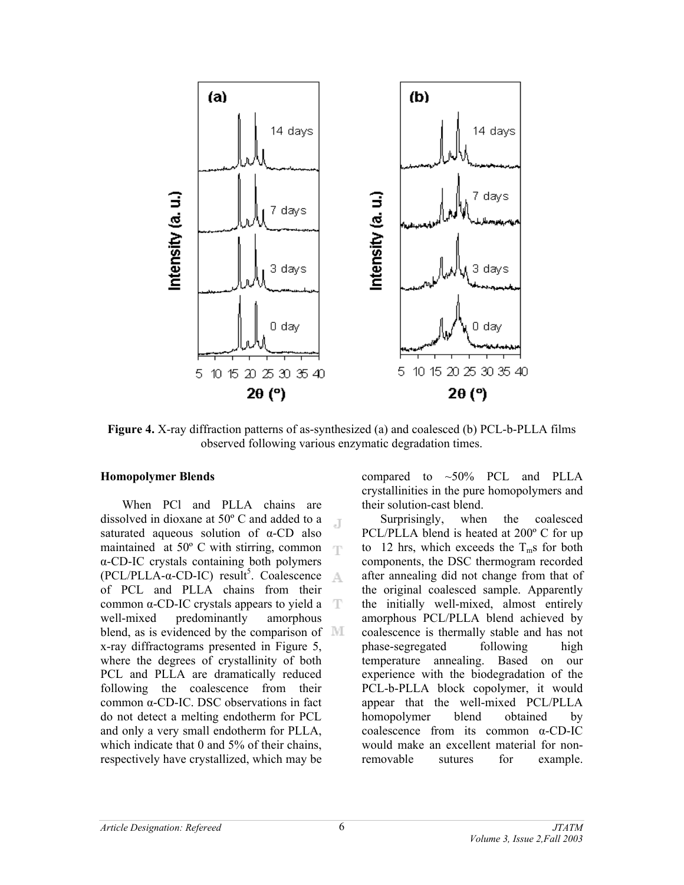**Figure 4.** X-ray diffraction patterns of as-synthesized (a) and coalesced (b) PCL-b-PLLA films observed following various enzymatic degradation times.

### Homopolymer Blends

When PCl and PLLA chains are dissolved in dioxane at 50º C and added to a saturated aqueous solution of α-CD also maintained at 50º C with stirring, common α-CD-IC crystals containing both polymers (PCL/PLLA-α-CD-IC) result[5]. Coalescence of PCL and PLLA chains from their common α-CD-IC crystals appears to yield a well-mixed predominantly amorphous blend, as is evidenced by the comparison of x-ray diffractograms presented in Figure 5, where the degrees of crystallinity of both PCL and PLLA are dramatically reduced following the coalescence from their common α-CD-IC. DSC observations in fact do not detect a melting endotherm for PCL and only a very small endotherm for PLLA, which indicate that 0 and 5% of their chains, respectively have crystallized, which may be compared to ~50% PCL and PLLA crystallinities in the pure homopolymers and their solution-cast blend.

Surprisingly, when the coalesced PCL/PLLA blend is heated at 200º C for up to 12 hrs, which exceeds the $T_m$s for both components, the DSC thermogram recorded after annealing did not change from that of the original coalesced sample. Apparently the initially well-mixed, almost entirely amorphous PCL/PLLA blend achieved by coalescence is thermally stable and has not phase-segregated following high temperature annealing. Based on our experience with the biodegradation of the PCL-b-PLLA block copolymer, it would appear that the well-mixed PCL/PLLA homopolymer blend obtained by coalescence from its common α-CD-IC would make an excellent material for non-removable sutures for example.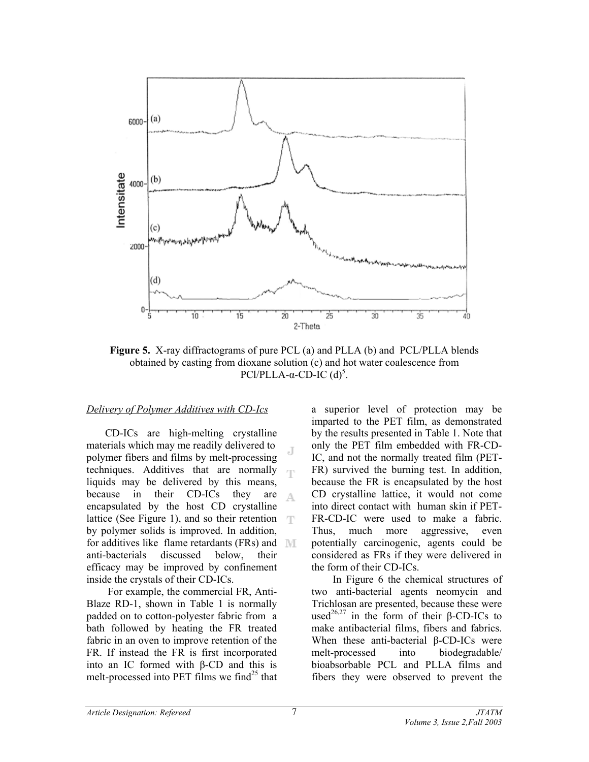**Figure 5.** X-ray diffractograms of pure PCL (a) and PLLA (b) and PCL/PLLA blends obtained by casting from dioxane solution (c) and hot water coalescence from PCl/PLLA-α-CD-IC (d)[5].

### *Delivery of Polymer Additives with CD-Ics*

CD-ICs are high-melting crystalline materials which may me readily delivered to polymer fibers and films by melt-processing techniques. Additives that are normally liquids may be delivered by this means, because in their CD-ICs they are encapsulated by the host CD crystalline lattice (See Figure 1), and so their retention by polymer solids is improved. In addition, for additives like flame retardants (FRs) and anti-bacterials discussed below, their efficacy may be improved by confinement inside the crystals of their CD-ICs.

For example, the commercial FR, Anti-Blaze RD-1, shown in Table 1 is normally padded on to cotton-polyester fabric from a bath followed by heating the FR treated fabric in an oven to improve retention of the FR. If instead the FR is first incorporated into an IC formed with β-CD and this is melt-processed into PET films we find[25] that a superior level of protection may be imparted to the PET film, as demonstrated by the results presented in Table 1. Note that only the PET film embedded with FR-CD-IC, and not the normally treated film (PET-FR) survived the burning test. In addition, because the FR is encapsulated by the host CD crystalline lattice, it would not come into direct contact with human skin if PET-FR-CD-IC were used to make a fabric. Thus, much more aggressive, even potentially carcinogenic, agents could be considered as FRs if they were delivered in the form of their CD-ICs.

In Figure 6 the chemical structures of two anti-bacterial agents neomycin and Trichlosan are presented, because these were used[26,27] in the form of their β-CD-ICs to make antibacterial films, fibers and fabrics. When these anti-bacterial β-CD-ICs were melt-processed into biodegradable/ bioabsorbable PCL and PLLA films and fibers they were observed to prevent the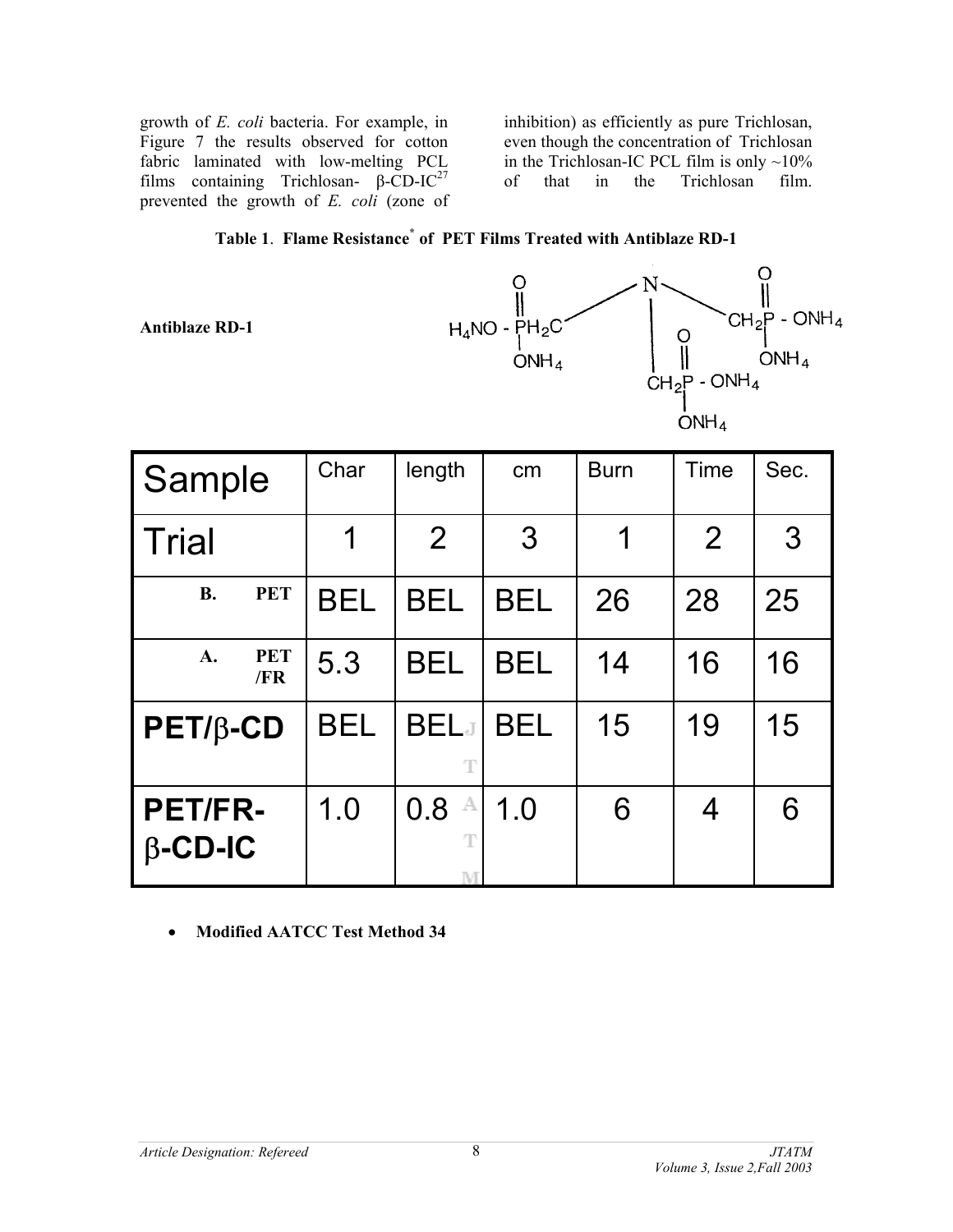growth of *E. coli* bacteria. For example, in Figure 7 the results observed for cotton fabric laminated with low-melting PCL films containing Trichlosan- β-CD-IC[27] prevented the growth of *E. coli* (zone of inhibition) as efficiently as pure Trichlosan, even though the concentration of Trichlosan in the Trichlosan-IC PCL film is only ~10% of that in the Trichlosan film.

**Table 1. Flame Resistance\* of PET Films Treated with Antiblaze RD-1**

**Antiblaze RD-1**

$N(CH_2P(O)(ONH_4)_2)_3$

| Sample | Char | length | cm | Burn | Time | Sec. |
|---|---|---|---|---|---|---|
| Trial | 1 | 2 | 3 | 1 | 2 | 3 |
| B. PET | BEL | BEL | BEL | 26 | 28 | 25 |
| A. PET/FR | 5.3 | BEL | BEL | 14 | 16 | 16 |
| **PET/β-CD** | BEL | BEL | BEL | 15 | 19 | 15 |
| **PET/FR-β-CD-IC** | 1.0 | 0.8 | 1.0 | 6 | 4 | 6 |

- **Modified AATCC Test Method 34**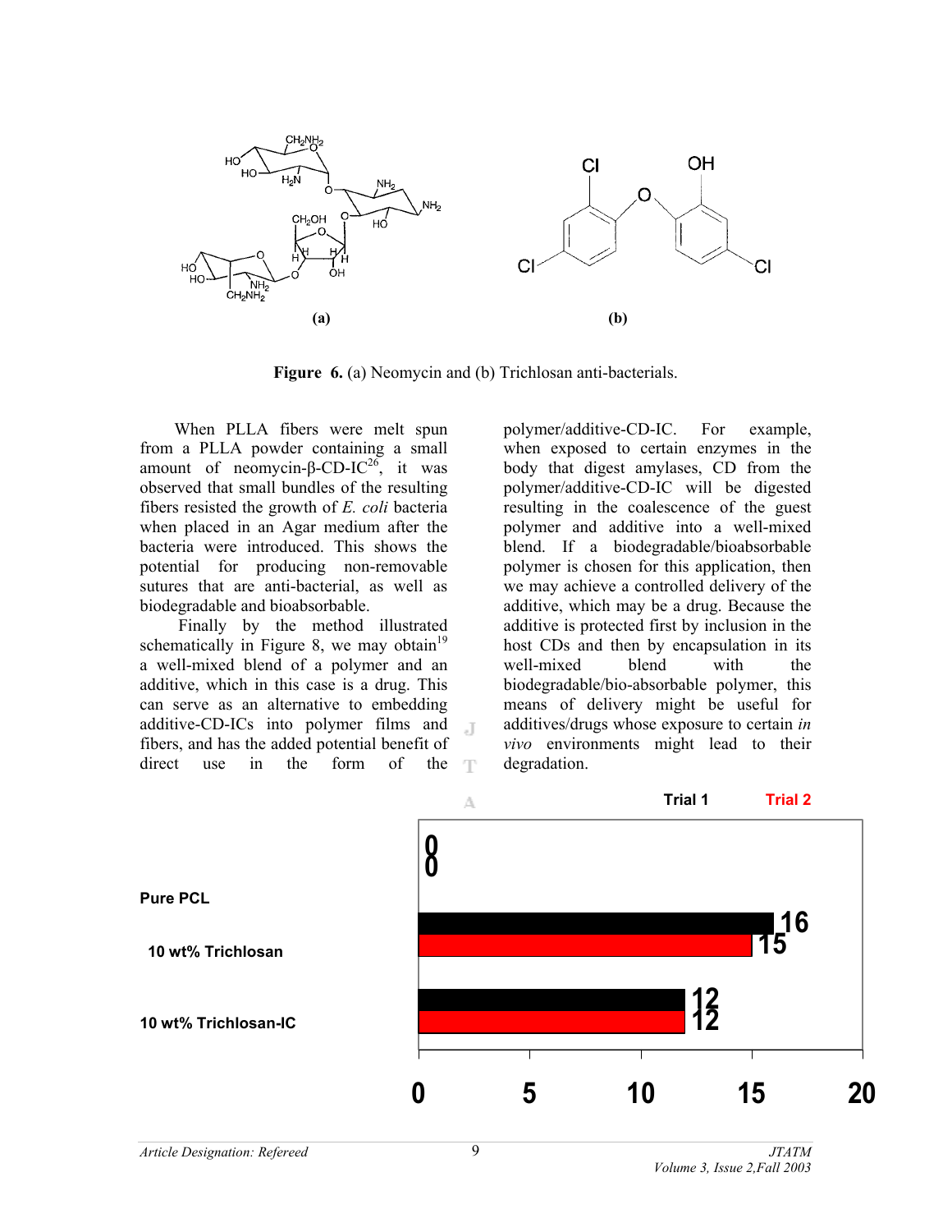Figure 6. (a) Neomycin and (b) Trichlosan anti-bacterials.

When PLLA fibers were melt spun from a PLLA powder containing a small amount of neomycin-β-CD-IC[26], it was observed that small bundles of the resulting fibers resisted the growth of *E. coli* bacteria when placed in an Agar medium after the bacteria were introduced. This shows the potential for producing non-removable sutures that are anti-bacterial, as well as biodegradable and bioabsorbable.

Finally by the method illustrated schematically in Figure 8, we may obtain[19] a well-mixed blend of a polymer and an additive, which in this case is a drug. This can serve as an alternative to embedding additive-CD-ICs into polymer films and fibers, and has the added potential benefit of direct use in the form of the polymer/additive-CD-IC. For example, when exposed to certain enzymes in the body that digest amylases, CD from the polymer/additive-CD-IC will be digested resulting in the coalescence of the guest polymer and additive into a well-mixed blend. If a biodegradable/bioabsorbable polymer is chosen for this application, then we may achieve a controlled delivery of the additive, which may be a drug. Because the additive is protected first by inclusion in the host CDs and then by encapsulation in its well-mixed blend with the biodegradable/bio-absorbable polymer, this means of delivery might be useful for additives/drugs whose exposure to certain *in vivo* environments might lead to their degradation.

| | Trial 1 | Trial 2 |
|---|---|---|
| Pure PCL | 0 | 0 |
| 10 wt% Trichlosan | 16 | 15 |
| 10 wt% Trichlosan-IC | 12 | 12 |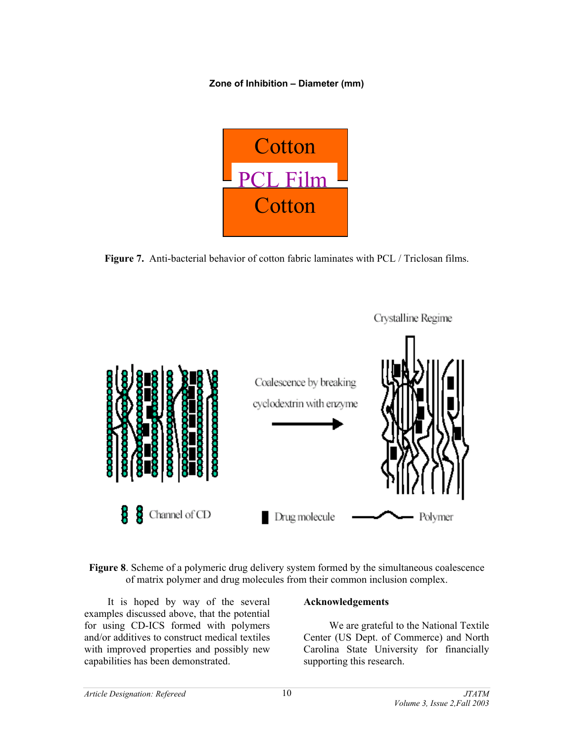**Zone of Inhibition – Diameter (mm)**

Cotton

PCL Film

Cotton

**Figure 7.** Anti-bacterial behavior of cotton fabric laminates with PCL / Triclosan films.

Crystalline Regime

Coalescence by breaking cyclodextrin with enzyme

Channel of CD

Drug molecule

Polymer

**Figure 8**. Scheme of a polymeric drug delivery system formed by the simultaneous coalescence of matrix polymer and drug molecules from their common inclusion complex.

It is hoped by way of the several examples discussed above, that the potential for using CD-ICS formed with polymers and/or additives to construct medical textiles with improved properties and possibly new capabilities has been demonstrated.

## Acknowledgements

We are grateful to the National Textile Center (US Dept. of Commerce) and North Carolina State University for financially supporting this research.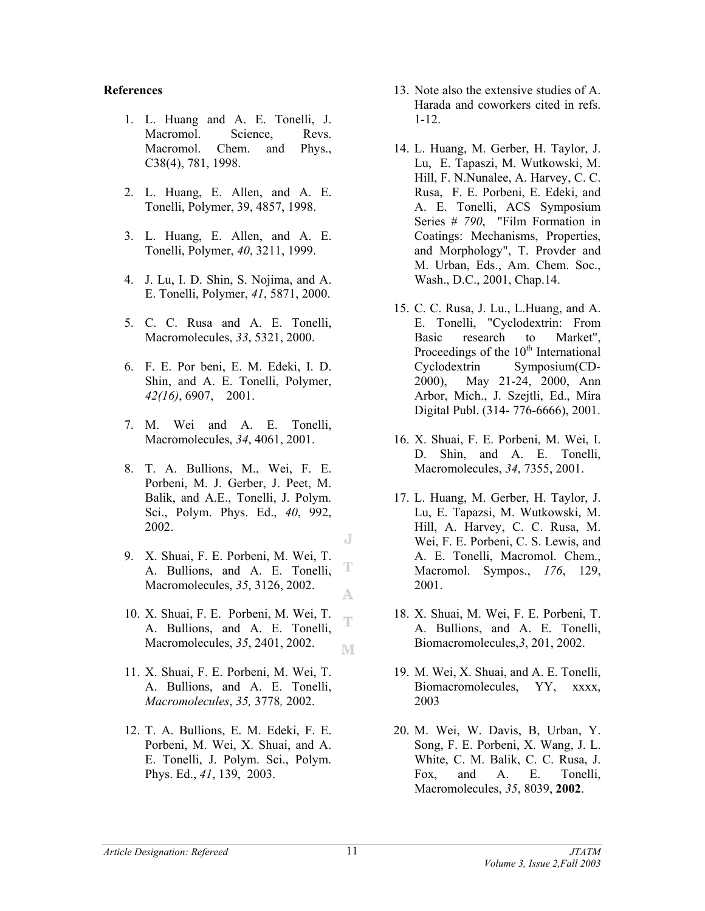**References**

1. L. Huang and A. E. Tonelli, J. Macromol. Science, Revs. Macromol. Chem. and Phys., C38(4), 781, 1998.

2. L. Huang, E. Allen, and A. E. Tonelli, Polymer, 39, 4857, 1998.

3. L. Huang, E. Allen, and A. E. Tonelli, Polymer, *40*, 3211, 1999.

4. J. Lu, I. D. Shin, S. Nojima, and A. E. Tonelli, Polymer, *41*, 5871, 2000.

5. C. C. Rusa and A. E. Tonelli, Macromolecules, *33*, 5321, 2000.

6. F. E. Por beni, E. M. Edeki, I. D. Shin, and A. E. Tonelli, Polymer, *42(16)*, 6907, 2001.

7. M. Wei and A. E. Tonelli, Macromolecules, *34*, 4061, 2001.

8. T. A. Bullions, M., Wei, F. E. Porbeni, M. J. Gerber, J. Peet, M. Balik, and A.E., Tonelli, J. Polym. Sci., Polym. Phys. Ed., *40*, 992, 2002.

9. X. Shuai, F. E. Porbeni, M. Wei, T. A. Bullions, and A. E. Tonelli, Macromolecules, *35*, 3126, 2002.

10. X. Shuai, F. E. Porbeni, M. Wei, T. A. Bullions, and A. E. Tonelli, Macromolecules, *35*, 2401, 2002.

11. X. Shuai, F. E. Porbeni, M. Wei, T. A. Bullions, and A. E. Tonelli, *Macromolecules*, *35,* 3778*,* 2002.

12. T. A. Bullions, E. M. Edeki, F. E. Porbeni, M. Wei, X. Shuai, and A. E. Tonelli, J. Polym. Sci., Polym. Phys. Ed., *41*, 139, 2003.

13. Note also the extensive studies of A. Harada and coworkers cited in refs. 1-12.

14. L. Huang, M. Gerber, H. Taylor, J. Lu, E. Tapaszi, M. Wutkowski, M. Hill, F. N.Nunalee, A. Harvey, C. C. Rusa, F. E. Porbeni, E. Edeki, and A. E. Tonelli, ACS Symposium Series # *790*, "Film Formation in Coatings: Mechanisms, Properties, and Morphology", T. Provder and M. Urban, Eds., Am. Chem. Soc., Wash., D.C., 2001, Chap.14.

15. C. C. Rusa, J. Lu., L.Huang, and A. E. Tonelli, "Cyclodextrin: From Basic research to Market", Proceedings of the 10th International Cyclodextrin Symposium(CD-2000), May 21-24, 2000, Ann Arbor, Mich., J. Szejtli, Ed., Mira Digital Publ. (314- 776-6666), 2001.

16. X. Shuai, F. E. Porbeni, M. Wei, I. D. Shin, and A. E. Tonelli, Macromolecules, *34*, 7355, 2001.

17. L. Huang, M. Gerber, H. Taylor, J. Lu, E. Tapazsi, M. Wutkowski, M. Hill, A. Harvey, C. C. Rusa, M. Wei, F. E. Porbeni, C. S. Lewis, and A. E. Tonelli, Macromol. Chem., Macromol. Sympos., *176*, 129, 2001.

18. X. Shuai, M. Wei, F. E. Porbeni, T. A. Bullions, and A. E. Tonelli, Biomacromolecules,*3*, 201, 2002.

19. M. Wei, X. Shuai, and A. E. Tonelli, Biomacromolecules, YY, xxxx, 2003

20. M. Wei, W. Davis, B, Urban, Y. Song, F. E. Porbeni, X. Wang, J. L. White, C. M. Balik, C. C. Rusa, J. Fox, and A. E. Tonelli, Macromolecules, *35*, 8039, **2002**.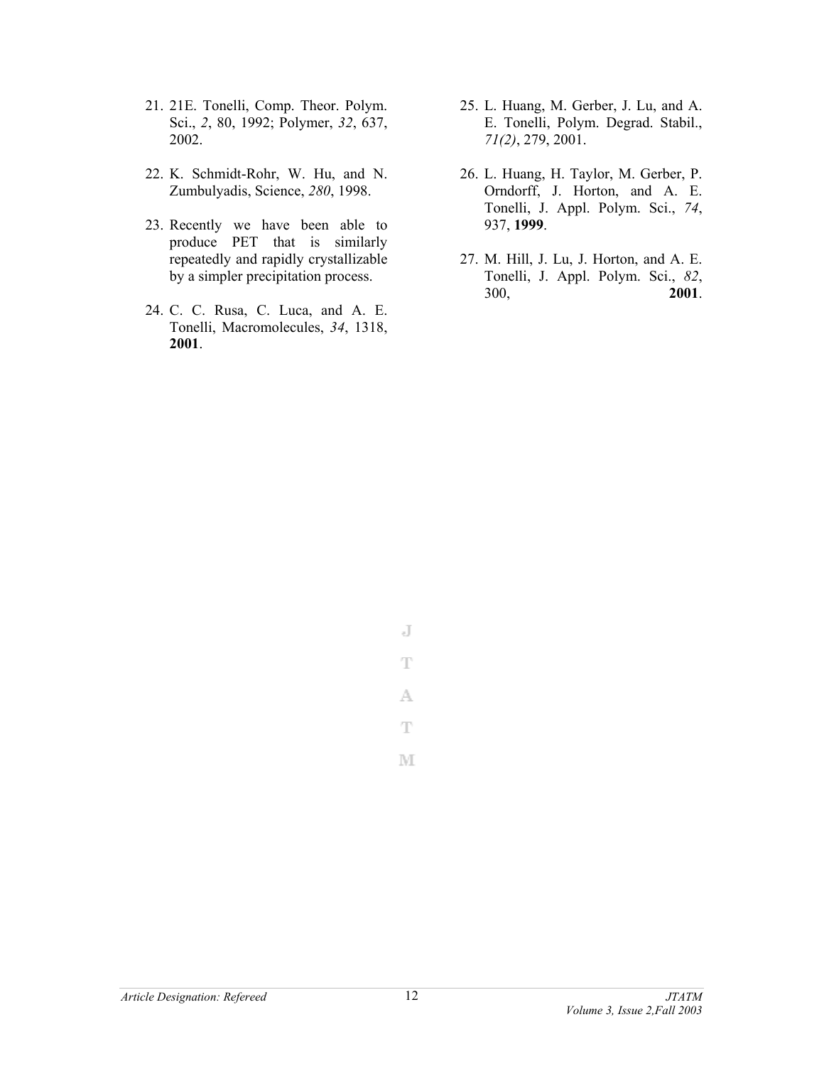21. 21E. Tonelli, Comp. Theor. Polym. Sci., *2*, 80, 1992; Polymer, *32*, 637, 2002.

22. K. Schmidt-Rohr, W. Hu, and N. Zumbulyadis, Science, *280*, 1998.

23. Recently we have been able to produce PET that is similarly repeatedly and rapidly crystallizable by a simpler precipitation process.

24. C. C. Rusa, C. Luca, and A. E. Tonelli, Macromolecules, *34*, 1318, **2001**.

25. L. Huang, M. Gerber, J. Lu, and A. E. Tonelli, Polym. Degrad. Stabil., *71(2)*, 279, 2001.

26. L. Huang, H. Taylor, M. Gerber, P. Orndorff, J. Horton, and A. E. Tonelli, J. Appl. Polym. Sci., *74*, 937, **1999**.

27. M. Hill, J. Lu, J. Horton, and A. E. Tonelli, J. Appl. Polym. Sci., *82*, 300, **2001**.